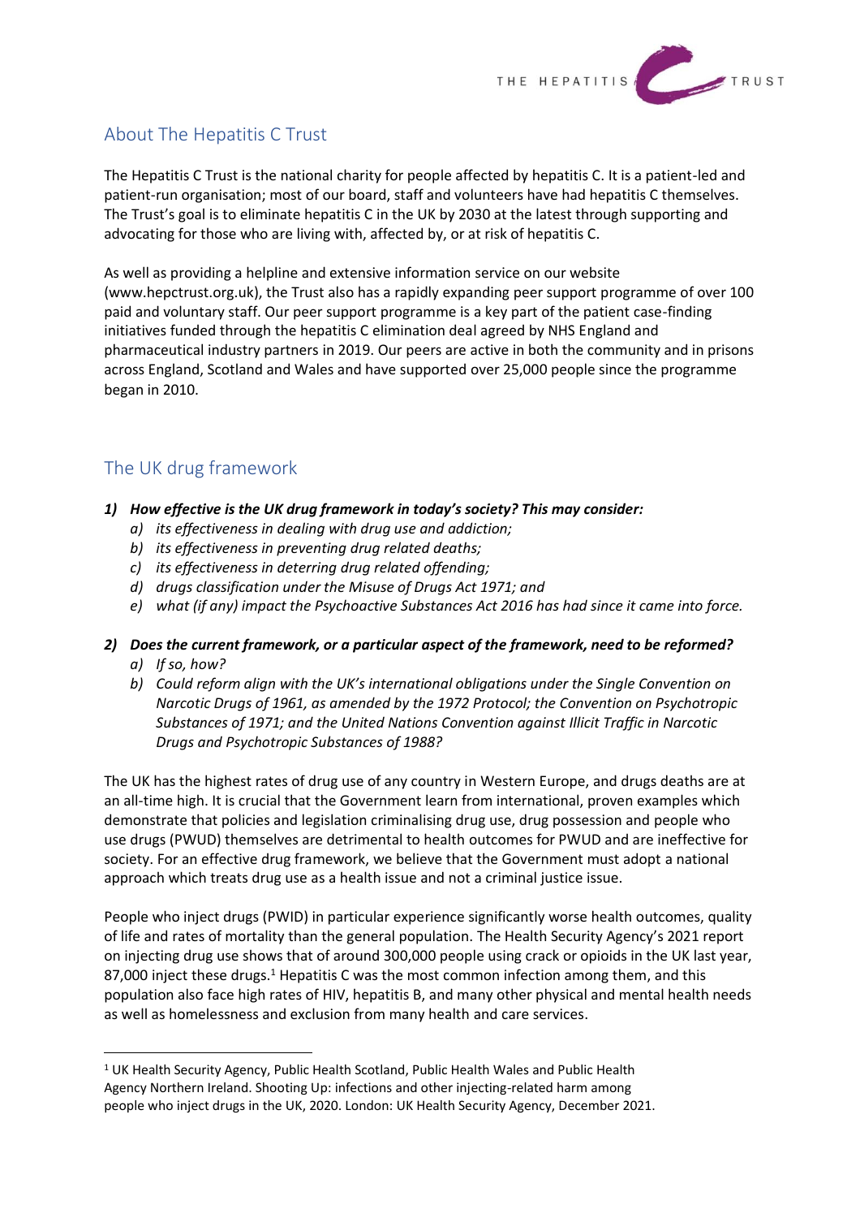## About The Hepatitis C Trust

The Hepatitis C Trust is the national charity for people affected by hepatitis C. It is a patient-led and patient-run organisation; most of our board, staff and volunteers have had hepatitis C themselves. The Trust's goal is to eliminate hepatitis C in the UK by 2030 at the latest through supporting and advocating for those who are living with, affected by, or at risk of hepatitis C.

As well as providing a helpline and extensive information service on our website (www.hepctrust.org.uk), the Trust also has a rapidly expanding peer support programme of over 100 paid and voluntary staff. Our peer support programme is a key part of the patient case-finding initiatives funded through the hepatitis C elimination deal agreed by NHS England and pharmaceutical industry partners in 2019. Our peers are active in both the community and in prisons across England, Scotland and Wales and have supported over 25,000 people since the programme began in 2010.

## The UK drug framework

1) ***How effective is the UK drug framework in today's society? This may consider:***
   a) *its effectiveness in dealing with drug use and addiction;*
   b) *its effectiveness in preventing drug related deaths;*
   c) *its effectiveness in deterring drug related offending;*
   d) *drugs classification under the Misuse of Drugs Act 1971; and*
   e) *what (if any) impact the Psychoactive Substances Act 2016 has had since it came into force.*

2) ***Does the current framework, or a particular aspect of the framework, need to be reformed?***
   a) *If so, how?*
   b) *Could reform align with the UK's international obligations under the Single Convention on Narcotic Drugs of 1961, as amended by the 1972 Protocol; the Convention on Psychotropic Substances of 1971; and the United Nations Convention against Illicit Traffic in Narcotic Drugs and Psychotropic Substances of 1988?*

The UK has the highest rates of drug use of any country in Western Europe, and drugs deaths are at an all-time high. It is crucial that the Government learn from international, proven examples which demonstrate that policies and legislation criminalising drug use, drug possession and people who use drugs (PWUD) themselves are detrimental to health outcomes for PWUD and are ineffective for society. For an effective drug framework, we believe that the Government must adopt a national approach which treats drug use as a health issue and not a criminal justice issue.

People who inject drugs (PWID) in particular experience significantly worse health outcomes, quality of life and rates of mortality than the general population. The Health Security Agency's 2021 report on injecting drug use shows that of around 300,000 people using crack or opioids in the UK last year, 87,000 inject these drugs.[1] Hepatitis C was the most common infection among them, and this population also face high rates of HIV, hepatitis B, and many other physical and mental health needs as well as homelessness and exclusion from many health and care services.

---

[1] UK Health Security Agency, Public Health Scotland, Public Health Wales and Public Health Agency Northern Ireland. Shooting Up: infections and other injecting-related harm among people who inject drugs in the UK, 2020. London: UK Health Security Agency, December 2021.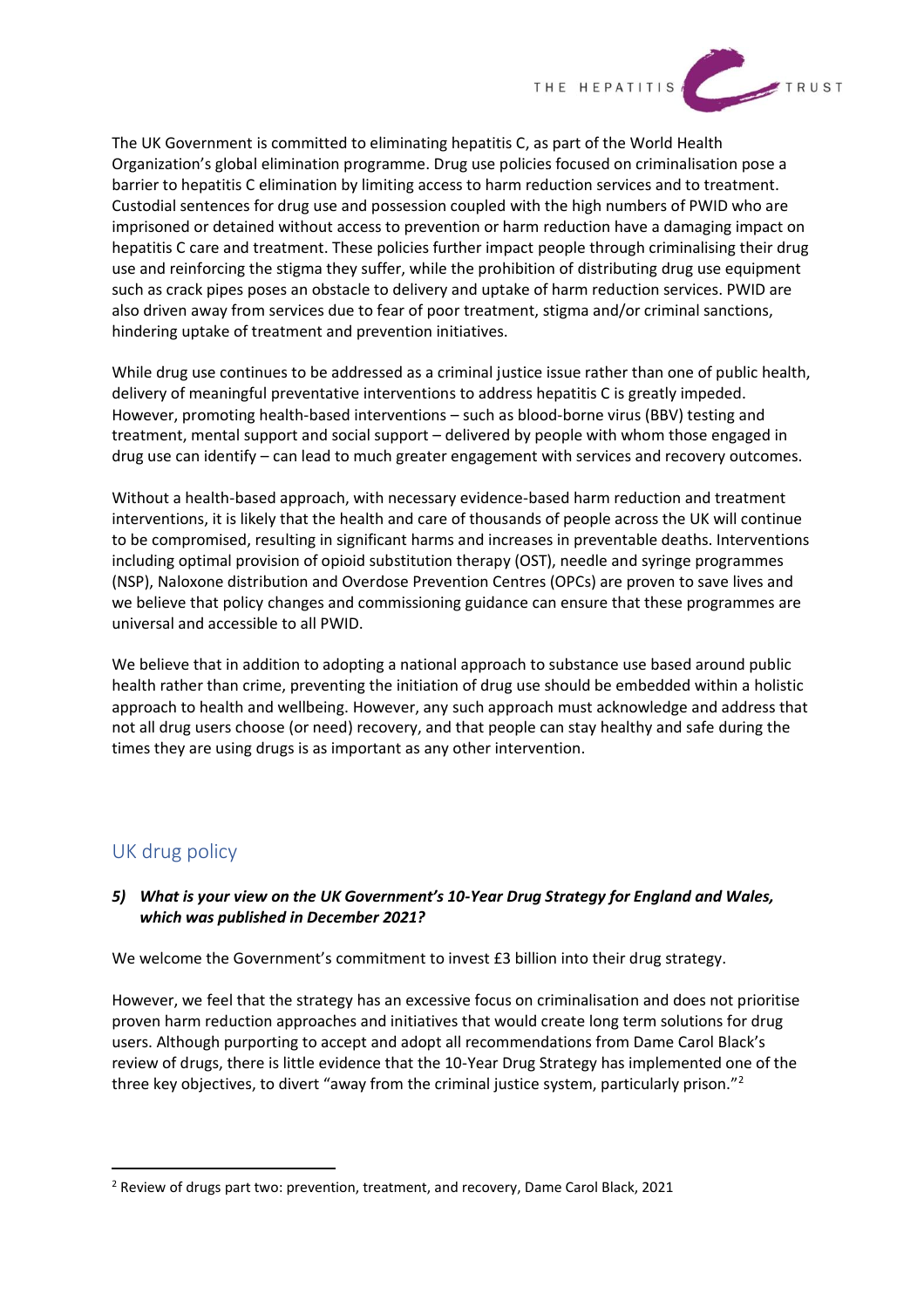The UK Government is committed to eliminating hepatitis C, as part of the World Health Organization's global elimination programme. Drug use policies focused on criminalisation pose a barrier to hepatitis C elimination by limiting access to harm reduction services and to treatment. Custodial sentences for drug use and possession coupled with the high numbers of PWID who are imprisoned or detained without access to prevention or harm reduction have a damaging impact on hepatitis C care and treatment. These policies further impact people through criminalising their drug use and reinforcing the stigma they suffer, while the prohibition of distributing drug use equipment such as crack pipes poses an obstacle to delivery and uptake of harm reduction services. PWID are also driven away from services due to fear of poor treatment, stigma and/or criminal sanctions, hindering uptake of treatment and prevention initiatives.

While drug use continues to be addressed as a criminal justice issue rather than one of public health, delivery of meaningful preventative interventions to address hepatitis C is greatly impeded. However, promoting health-based interventions – such as blood-borne virus (BBV) testing and treatment, mental support and social support – delivered by people with whom those engaged in drug use can identify – can lead to much greater engagement with services and recovery outcomes.

Without a health-based approach, with necessary evidence-based harm reduction and treatment interventions, it is likely that the health and care of thousands of people across the UK will continue to be compromised, resulting in significant harms and increases in preventable deaths. Interventions including optimal provision of opioid substitution therapy (OST), needle and syringe programmes (NSP), Naloxone distribution and Overdose Prevention Centres (OPCs) are proven to save lives and we believe that policy changes and commissioning guidance can ensure that these programmes are universal and accessible to all PWID.

We believe that in addition to adopting a national approach to substance use based around public health rather than crime, preventing the initiation of drug use should be embedded within a holistic approach to health and wellbeing. However, any such approach must acknowledge and address that not all drug users choose (or need) recovery, and that people can stay healthy and safe during the times they are using drugs is as important as any other intervention.

## UK drug policy

***5) What is your view on the UK Government's 10-Year Drug Strategy for England and Wales, which was published in December 2021?***

We welcome the Government's commitment to invest £3 billion into their drug strategy.

However, we feel that the strategy has an excessive focus on criminalisation and does not prioritise proven harm reduction approaches and initiatives that would create long term solutions for drug users. Although purporting to accept and adopt all recommendations from Dame Carol Black's review of drugs, there is little evidence that the 10-Year Drug Strategy has implemented one of the three key objectives, to divert "away from the criminal justice system, particularly prison."[2]

[2] Review of drugs part two: prevention, treatment, and recovery, Dame Carol Black, 2021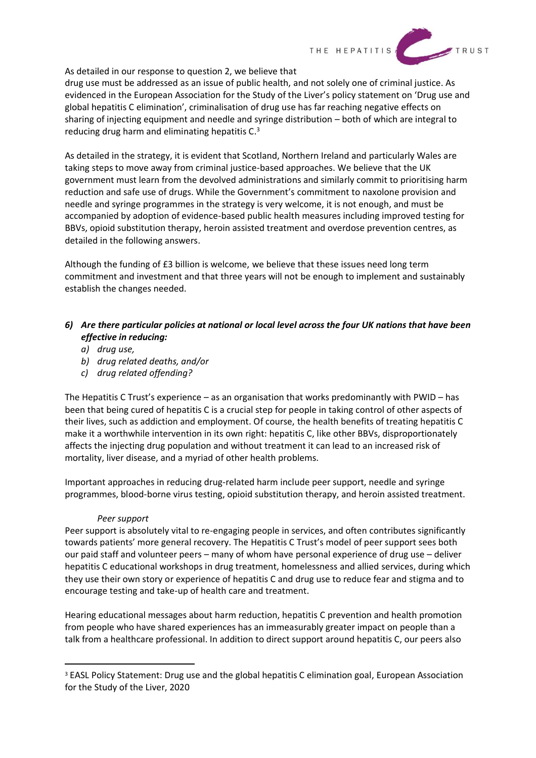As detailed in our response to question 2, we believe that drug use must be addressed as an issue of public health, and not solely one of criminal justice. As evidenced in the European Association for the Study of the Liver's policy statement on 'Drug use and global hepatitis C elimination', criminalisation of drug use has far reaching negative effects on sharing of injecting equipment and needle and syringe distribution – both of which are integral to reducing drug harm and eliminating hepatitis C.[3]

As detailed in the strategy, it is evident that Scotland, Northern Ireland and particularly Wales are taking steps to move away from criminal justice-based approaches. We believe that the UK government must learn from the devolved administrations and similarly commit to prioritising harm reduction and safe use of drugs. While the Government's commitment to naxolone provision and needle and syringe programmes in the strategy is very welcome, it is not enough, and must be accompanied by adoption of evidence-based public health measures including improved testing for BBVs, opioid substitution therapy, heroin assisted treatment and overdose prevention centres, as detailed in the following answers.

Although the funding of £3 billion is welcome, we believe that these issues need long term commitment and investment and that three years will not be enough to implement and sustainably establish the changes needed.

### *6) Are there particular policies at national or local level across the four UK nations that have been effective in reducing:*
*a) drug use,*
*b) drug related deaths, and/or*
*c) drug related offending?*

The Hepatitis C Trust's experience – as an organisation that works predominantly with PWID – has been that being cured of hepatitis C is a crucial step for people in taking control of other aspects of their lives, such as addiction and employment. Of course, the health benefits of treating hepatitis C make it a worthwhile intervention in its own right: hepatitis C, like other BBVs, disproportionately affects the injecting drug population and without treatment it can lead to an increased risk of mortality, liver disease, and a myriad of other health problems.

Important approaches in reducing drug-related harm include peer support, needle and syringe programmes, blood-borne virus testing, opioid substitution therapy, and heroin assisted treatment.

*Peer support*

Peer support is absolutely vital to re-engaging people in services, and often contributes significantly towards patients' more general recovery. The Hepatitis C Trust's model of peer support sees both our paid staff and volunteer peers – many of whom have personal experience of drug use – deliver hepatitis C educational workshops in drug treatment, homelessness and allied services, during which they use their own story or experience of hepatitis C and drug use to reduce fear and stigma and to encourage testing and take-up of health care and treatment.

Hearing educational messages about harm reduction, hepatitis C prevention and health promotion from people who have shared experiences has an immeasurably greater impact on people than a talk from a healthcare professional. In addition to direct support around hepatitis C, our peers also

[3] EASL Policy Statement: Drug use and the global hepatitis C elimination goal, European Association for the Study of the Liver, 2020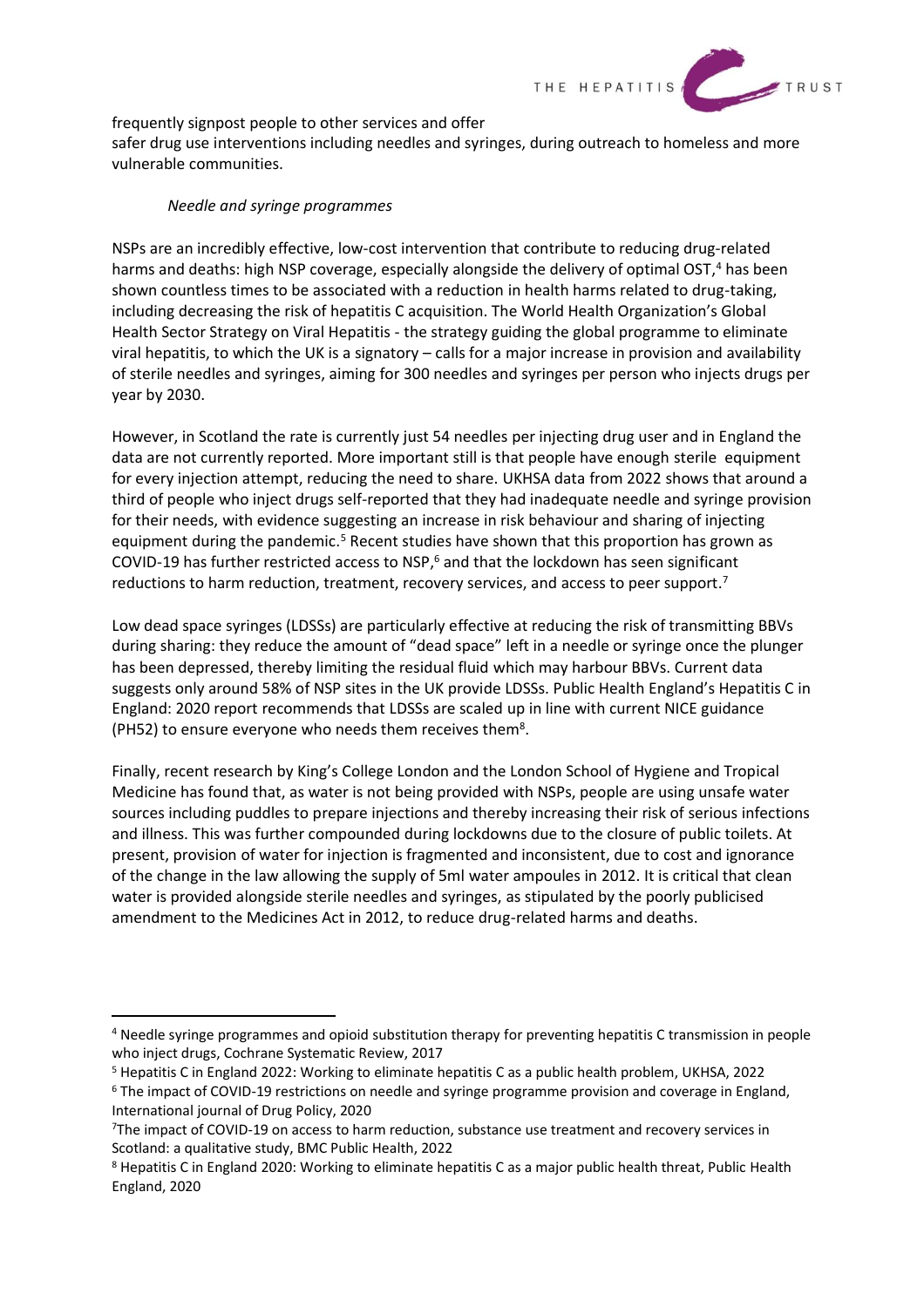frequently signpost people to other services and offer safer drug use interventions including needles and syringes, during outreach to homeless and more vulnerable communities.

*Needle and syringe programmes*

NSPs are an incredibly effective, low-cost intervention that contribute to reducing drug-related harms and deaths: high NSP coverage, especially alongside the delivery of optimal OST,[4] has been shown countless times to be associated with a reduction in health harms related to drug-taking, including decreasing the risk of hepatitis C acquisition. The World Health Organization's Global Health Sector Strategy on Viral Hepatitis - the strategy guiding the global programme to eliminate viral hepatitis, to which the UK is a signatory – calls for a major increase in provision and availability of sterile needles and syringes, aiming for 300 needles and syringes per person who injects drugs per year by 2030.

However, in Scotland the rate is currently just 54 needles per injecting drug user and in England the data are not currently reported. More important still is that people have enough sterile equipment for every injection attempt, reducing the need to share. UKHSA data from 2022 shows that around a third of people who inject drugs self-reported that they had inadequate needle and syringe provision for their needs, with evidence suggesting an increase in risk behaviour and sharing of injecting equipment during the pandemic.[5] Recent studies have shown that this proportion has grown as COVID-19 has further restricted access to NSP,[6] and that the lockdown has seen significant reductions to harm reduction, treatment, recovery services, and access to peer support.[7]

Low dead space syringes (LDSSs) are particularly effective at reducing the risk of transmitting BBVs during sharing: they reduce the amount of "dead space" left in a needle or syringe once the plunger has been depressed, thereby limiting the residual fluid which may harbour BBVs. Current data suggests only around 58% of NSP sites in the UK provide LDSSs. Public Health England's Hepatitis C in England: 2020 report recommends that LDSSs are scaled up in line with current NICE guidance (PH52) to ensure everyone who needs them receives them[8].

Finally, recent research by King's College London and the London School of Hygiene and Tropical Medicine has found that, as water is not being provided with NSPs, people are using unsafe water sources including puddles to prepare injections and thereby increasing their risk of serious infections and illness. This was further compounded during lockdowns due to the closure of public toilets. At present, provision of water for injection is fragmented and inconsistent, due to cost and ignorance of the change in the law allowing the supply of 5ml water ampoules in 2012. It is critical that clean water is provided alongside sterile needles and syringes, as stipulated by the poorly publicised amendment to the Medicines Act in 2012, to reduce drug-related harms and deaths.

---

[4] Needle syringe programmes and opioid substitution therapy for preventing hepatitis C transmission in people who inject drugs, Cochrane Systematic Review, 2017

[5] Hepatitis C in England 2022: Working to eliminate hepatitis C as a public health problem, UKHSA, 2022

[6] The impact of COVID-19 restrictions on needle and syringe programme provision and coverage in England, International journal of Drug Policy, 2020

[7] The impact of COVID-19 on access to harm reduction, substance use treatment and recovery services in Scotland: a qualitative study, BMC Public Health, 2022

[8] Hepatitis C in England 2020: Working to eliminate hepatitis C as a major public health threat, Public Health England, 2020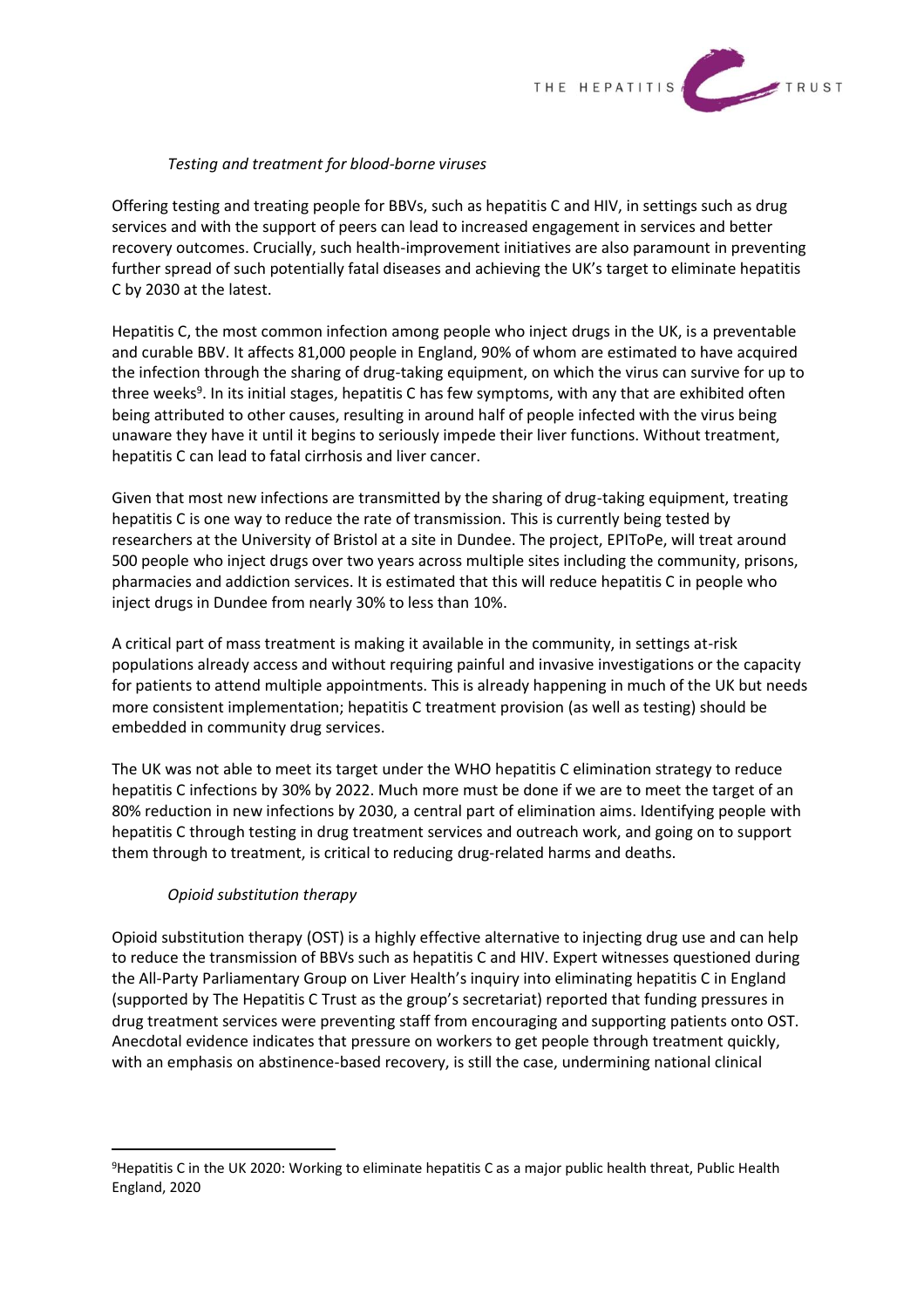### *Testing and treatment for blood-borne viruses*

Offering testing and treating people for BBVs, such as hepatitis C and HIV, in settings such as drug services and with the support of peers can lead to increased engagement in services and better recovery outcomes. Crucially, such health-improvement initiatives are also paramount in preventing further spread of such potentially fatal diseases and achieving the UK's target to eliminate hepatitis C by 2030 at the latest.

Hepatitis C, the most common infection among people who inject drugs in the UK, is a preventable and curable BBV. It affects 81,000 people in England, 90% of whom are estimated to have acquired the infection through the sharing of drug-taking equipment, on which the virus can survive for up to three weeks[9]. In its initial stages, hepatitis C has few symptoms, with any that are exhibited often being attributed to other causes, resulting in around half of people infected with the virus being unaware they have it until it begins to seriously impede their liver functions. Without treatment, hepatitis C can lead to fatal cirrhosis and liver cancer.

Given that most new infections are transmitted by the sharing of drug-taking equipment, treating hepatitis C is one way to reduce the rate of transmission. This is currently being tested by researchers at the University of Bristol at a site in Dundee. The project, EPIToPe, will treat around 500 people who inject drugs over two years across multiple sites including the community, prisons, pharmacies and addiction services. It is estimated that this will reduce hepatitis C in people who inject drugs in Dundee from nearly 30% to less than 10%.

A critical part of mass treatment is making it available in the community, in settings at-risk populations already access and without requiring painful and invasive investigations or the capacity for patients to attend multiple appointments. This is already happening in much of the UK but needs more consistent implementation; hepatitis C treatment provision (as well as testing) should be embedded in community drug services.

The UK was not able to meet its target under the WHO hepatitis C elimination strategy to reduce hepatitis C infections by 30% by 2022. Much more must be done if we are to meet the target of an 80% reduction in new infections by 2030, a central part of elimination aims. Identifying people with hepatitis C through testing in drug treatment services and outreach work, and going on to support them through to treatment, is critical to reducing drug-related harms and deaths.

### *Opioid substitution therapy*

Opioid substitution therapy (OST) is a highly effective alternative to injecting drug use and can help to reduce the transmission of BBVs such as hepatitis C and HIV. Expert witnesses questioned during the All-Party Parliamentary Group on Liver Health's inquiry into eliminating hepatitis C in England (supported by The Hepatitis C Trust as the group's secretariat) reported that funding pressures in drug treatment services were preventing staff from encouraging and supporting patients onto OST. Anecdotal evidence indicates that pressure on workers to get people through treatment quickly, with an emphasis on abstinence-based recovery, is still the case, undermining national clinical

---

[9] Hepatitis C in the UK 2020: Working to eliminate hepatitis C as a major public health threat, Public Health England, 2020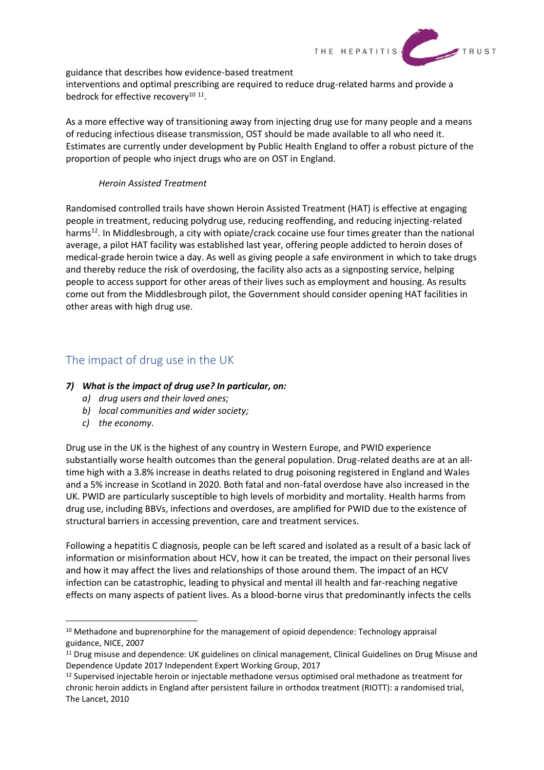guidance that describes how evidence-based treatment interventions and optimal prescribing are required to reduce drug-related harms and provide a bedrock for effective recovery[10] [11].

As a more effective way of transitioning away from injecting drug use for many people and a means of reducing infectious disease transmission, OST should be made available to all who need it. Estimates are currently under development by Public Health England to offer a robust picture of the proportion of people who inject drugs who are on OST in England.

*Heroin Assisted Treatment*

Randomised controlled trails have shown Heroin Assisted Treatment (HAT) is effective at engaging people in treatment, reducing polydrug use, reducing reoffending, and reducing injecting-related harms[12]. In Middlesbrough, a city with opiate/crack cocaine use four times greater than the national average, a pilot HAT facility was established last year, offering people addicted to heroin doses of medical-grade heroin twice a day. As well as giving people a safe environment in which to take drugs and thereby reduce the risk of overdosing, the facility also acts as a signposting service, helping people to access support for other areas of their lives such as employment and housing. As results come out from the Middlesbrough pilot, the Government should consider opening HAT facilities in other areas with high drug use.

## The impact of drug use in the UK

***7) What is the impact of drug use? In particular, on:***

*a) drug users and their loved ones;*
*b) local communities and wider society;*
*c) the economy.*

Drug use in the UK is the highest of any country in Western Europe, and PWID experience substantially worse health outcomes than the general population. Drug-related deaths are at an all-time high with a 3.8% increase in deaths related to drug poisoning registered in England and Wales and a 5% increase in Scotland in 2020. Both fatal and non-fatal overdose have also increased in the UK. PWID are particularly susceptible to high levels of morbidity and mortality. Health harms from drug use, including BBVs, infections and overdoses, are amplified for PWID due to the existence of structural barriers in accessing prevention, care and treatment services.

Following a hepatitis C diagnosis, people can be left scared and isolated as a result of a basic lack of information or misinformation about HCV, how it can be treated, the impact on their personal lives and how it may affect the lives and relationships of those around them. The impact of an HCV infection can be catastrophic, leading to physical and mental ill health and far-reaching negative effects on many aspects of patient lives. As a blood-borne virus that predominantly infects the cells

---

[10] Methadone and buprenorphine for the management of opioid dependence: Technology appraisal guidance, NICE, 2007

[11] Drug misuse and dependence: UK guidelines on clinical management, Clinical Guidelines on Drug Misuse and Dependence Update 2017 Independent Expert Working Group, 2017

[12] Supervised injectable heroin or injectable methadone versus optimised oral methadone as treatment for chronic heroin addicts in England after persistent failure in orthodox treatment (RIOTT): a randomised trial, The Lancet, 2010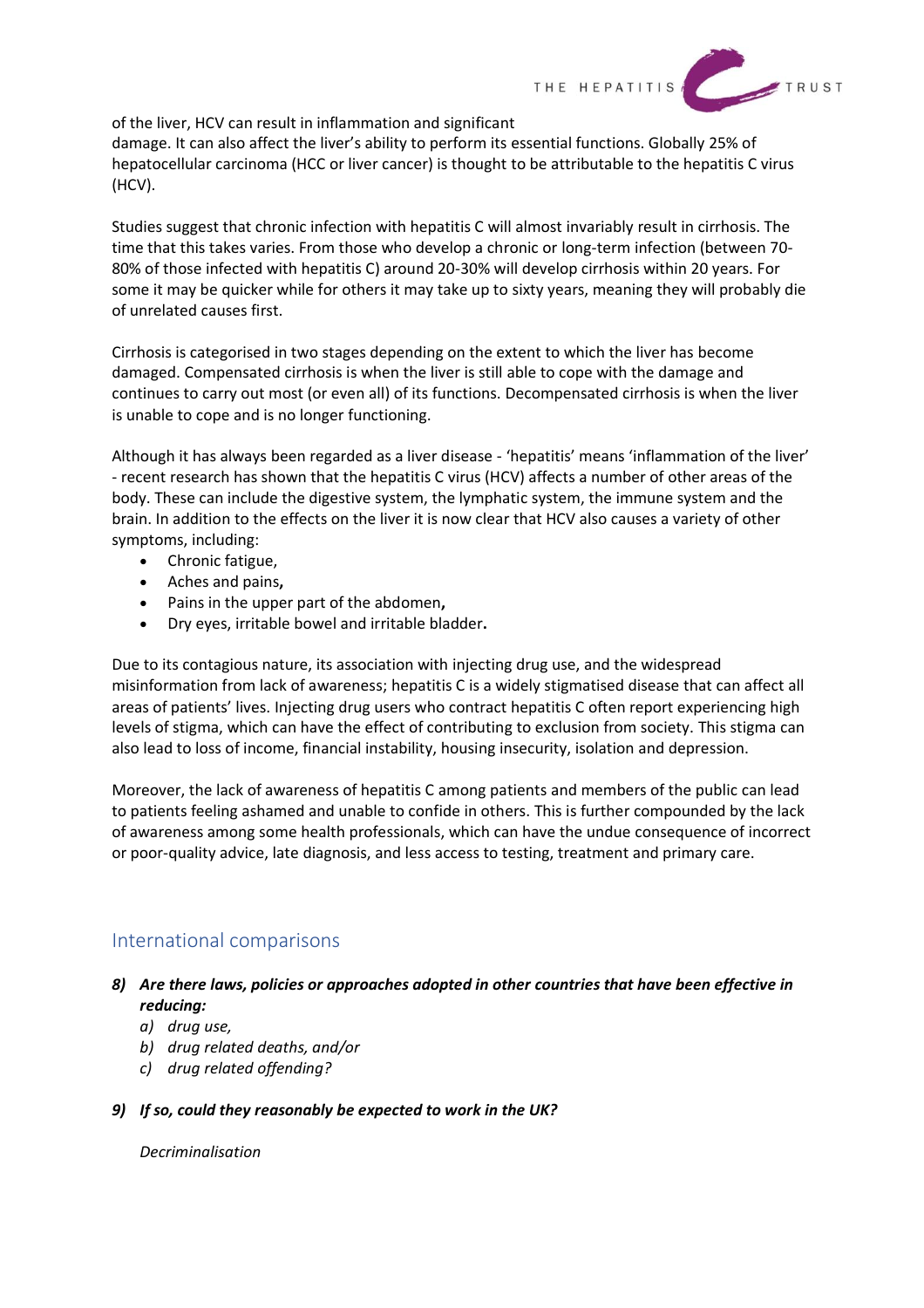of the liver, HCV can result in inflammation and significant damage. It can also affect the liver's ability to perform its essential functions. Globally 25% of hepatocellular carcinoma (HCC or liver cancer) is thought to be attributable to the hepatitis C virus (HCV).

Studies suggest that chronic infection with hepatitis C will almost invariably result in cirrhosis. The time that this takes varies. From those who develop a chronic or long-term infection (between 70-80% of those infected with hepatitis C) around 20-30% will develop cirrhosis within 20 years. For some it may be quicker while for others it may take up to sixty years, meaning they will probably die of unrelated causes first.

Cirrhosis is categorised in two stages depending on the extent to which the liver has become damaged. Compensated cirrhosis is when the liver is still able to cope with the damage and continues to carry out most (or even all) of its functions. Decompensated cirrhosis is when the liver is unable to cope and is no longer functioning.

Although it has always been regarded as a liver disease - 'hepatitis' means 'inflammation of the liver' - recent research has shown that the hepatitis C virus (HCV) affects a number of other areas of the body. These can include the digestive system, the lymphatic system, the immune system and the brain. In addition to the effects on the liver it is now clear that HCV also causes a variety of other symptoms, including:

- Chronic fatigue,
- Aches and pains,
- Pains in the upper part of the abdomen,
- Dry eyes, irritable bowel and irritable bladder.

Due to its contagious nature, its association with injecting drug use, and the widespread misinformation from lack of awareness; hepatitis C is a widely stigmatised disease that can affect all areas of patients' lives. Injecting drug users who contract hepatitis C often report experiencing high levels of stigma, which can have the effect of contributing to exclusion from society. This stigma can also lead to loss of income, financial instability, housing insecurity, isolation and depression.

Moreover, the lack of awareness of hepatitis C among patients and members of the public can lead to patients feeling ashamed and unable to confide in others. This is further compounded by the lack of awareness among some health professionals, which can have the undue consequence of incorrect or poor-quality advice, late diagnosis, and less access to testing, treatment and primary care.

## International comparisons

***8) Are there laws, policies or approaches adopted in other countries that have been effective in reducing:***

*a) drug use,*

*b) drug related deaths, and/or*

*c) drug related offending?*

***9) If so, could they reasonably be expected to work in the UK?***

*Decriminalisation*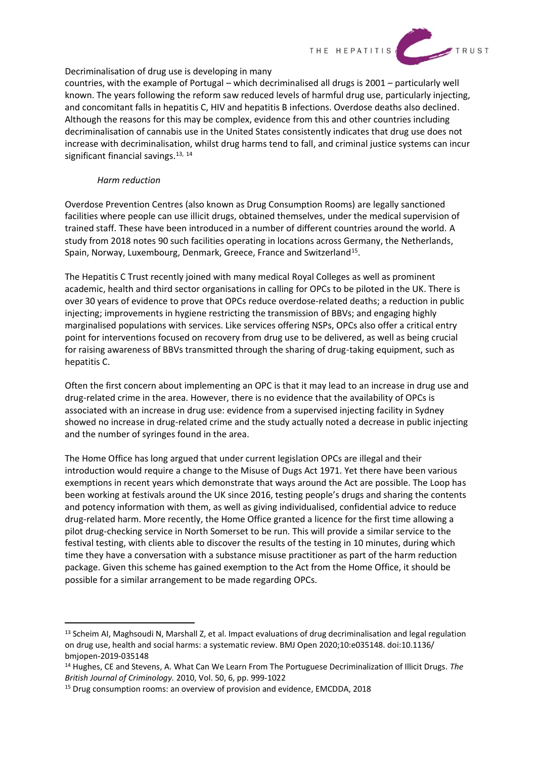Decriminalisation of drug use is developing in many countries, with the example of Portugal – which decriminalised all drugs is 2001 – particularly well known. The years following the reform saw reduced levels of harmful drug use, particularly injecting, and concomitant falls in hepatitis C, HIV and hepatitis B infections. Overdose deaths also declined. Although the reasons for this may be complex, evidence from this and other countries including decriminalisation of cannabis use in the United States consistently indicates that drug use does not increase with decriminalisation, whilst drug harms tend to fall, and criminal justice systems can incur significant financial savings.[13, 14]

*Harm reduction*

Overdose Prevention Centres (also known as Drug Consumption Rooms) are legally sanctioned facilities where people can use illicit drugs, obtained themselves, under the medical supervision of trained staff. These have been introduced in a number of different countries around the world. A study from 2018 notes 90 such facilities operating in locations across Germany, the Netherlands, Spain, Norway, Luxembourg, Denmark, Greece, France and Switzerland[15].

The Hepatitis C Trust recently joined with many medical Royal Colleges as well as prominent academic, health and third sector organisations in calling for OPCs to be piloted in the UK. There is over 30 years of evidence to prove that OPCs reduce overdose-related deaths; a reduction in public injecting; improvements in hygiene restricting the transmission of BBVs; and engaging highly marginalised populations with services. Like services offering NSPs, OPCs also offer a critical entry point for interventions focused on recovery from drug use to be delivered, as well as being crucial for raising awareness of BBVs transmitted through the sharing of drug-taking equipment, such as hepatitis C.

Often the first concern about implementing an OPC is that it may lead to an increase in drug use and drug-related crime in the area. However, there is no evidence that the availability of OPCs is associated with an increase in drug use: evidence from a supervised injecting facility in Sydney showed no increase in drug-related crime and the study actually noted a decrease in public injecting and the number of syringes found in the area.

The Home Office has long argued that under current legislation OPCs are illegal and their introduction would require a change to the Misuse of Dugs Act 1971. Yet there have been various exemptions in recent years which demonstrate that ways around the Act are possible. The Loop has been working at festivals around the UK since 2016, testing people's drugs and sharing the contents and potency information with them, as well as giving individualised, confidential advice to reduce drug-related harm. More recently, the Home Office granted a licence for the first time allowing a pilot drug-checking service in North Somerset to be run. This will provide a similar service to the festival testing, with clients able to discover the results of the testing in 10 minutes, during which time they have a conversation with a substance misuse practitioner as part of the harm reduction package. Given this scheme has gained exemption to the Act from the Home Office, it should be possible for a similar arrangement to be made regarding OPCs.

---

[13] Scheim AI, Maghsoudi N, Marshall Z, et al. Impact evaluations of drug decriminalisation and legal regulation on drug use, health and social harms: a systematic review. BMJ Open 2020;10:e035148. doi:10.1136/bmjopen-2019-035148

[14] Hughes, CE and Stevens, A. What Can We Learn From The Portuguese Decriminalization of Illicit Drugs. *The British Journal of Criminology.* 2010, Vol. 50, 6, pp. 999-1022

[15] Drug consumption rooms: an overview of provision and evidence, EMCDDA, 2018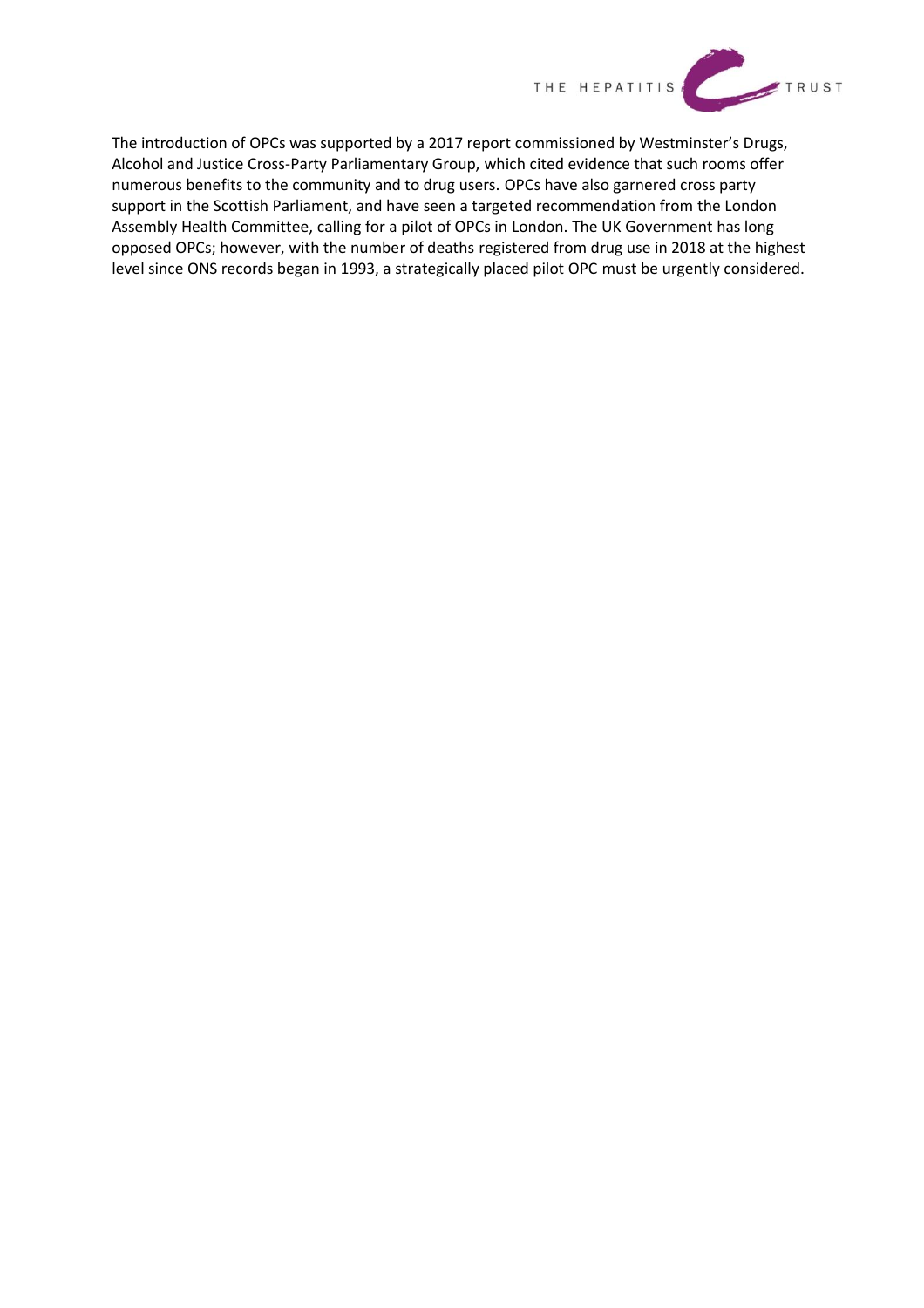The introduction of OPCs was supported by a 2017 report commissioned by Westminster's Drugs, Alcohol and Justice Cross-Party Parliamentary Group, which cited evidence that such rooms offer numerous benefits to the community and to drug users. OPCs have also garnered cross party support in the Scottish Parliament, and have seen a targeted recommendation from the London Assembly Health Committee, calling for a pilot of OPCs in London. The UK Government has long opposed OPCs; however, with the number of deaths registered from drug use in 2018 at the highest level since ONS records began in 1993, a strategically placed pilot OPC must be urgently considered.